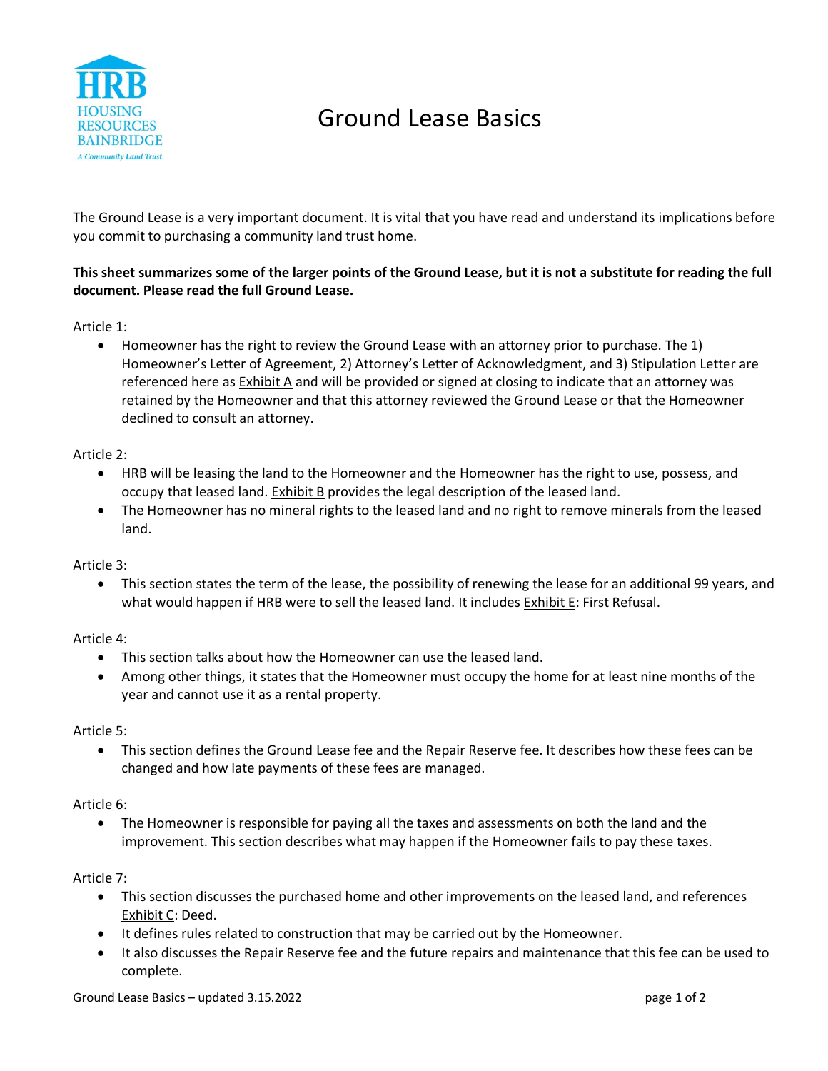HRB
HOUSING
RESOURCES
BAINBRIDGE
*A Community Land Trust*

# Ground Lease Basics

The Ground Lease is a very important document. It is vital that you have read and understand its implications before you commit to purchasing a community land trust home.

**This sheet summarizes some of the larger points of the Ground Lease, but it is not a substitute for reading the full document. Please read the full Ground Lease.**

Article 1:

- Homeowner has the right to review the Ground Lease with an attorney prior to purchase. The 1) Homeowner's Letter of Agreement, 2) Attorney's Letter of Acknowledgment, and 3) Stipulation Letter are referenced here as Exhibit A and will be provided or signed at closing to indicate that an attorney was retained by the Homeowner and that this attorney reviewed the Ground Lease or that the Homeowner declined to consult an attorney.

Article 2:

- HRB will be leasing the land to the Homeowner and the Homeowner has the right to use, possess, and occupy that leased land. Exhibit B provides the legal description of the leased land.
- The Homeowner has no mineral rights to the leased land and no right to remove minerals from the leased land.

Article 3:

- This section states the term of the lease, the possibility of renewing the lease for an additional 99 years, and what would happen if HRB were to sell the leased land. It includes Exhibit E: First Refusal.

Article 4:

- This section talks about how the Homeowner can use the leased land.
- Among other things, it states that the Homeowner must occupy the home for at least nine months of the year and cannot use it as a rental property.

Article 5:

- This section defines the Ground Lease fee and the Repair Reserve fee. It describes how these fees can be changed and how late payments of these fees are managed.

Article 6:

- The Homeowner is responsible for paying all the taxes and assessments on both the land and the improvement. This section describes what may happen if the Homeowner fails to pay these taxes.

Article 7:

- This section discusses the purchased home and other improvements on the leased land, and references Exhibit C: Deed.
- It defines rules related to construction that may be carried out by the Homeowner.
- It also discusses the Repair Reserve fee and the future repairs and maintenance that this fee can be used to complete.

Ground Lease Basics – updated 3.15.2022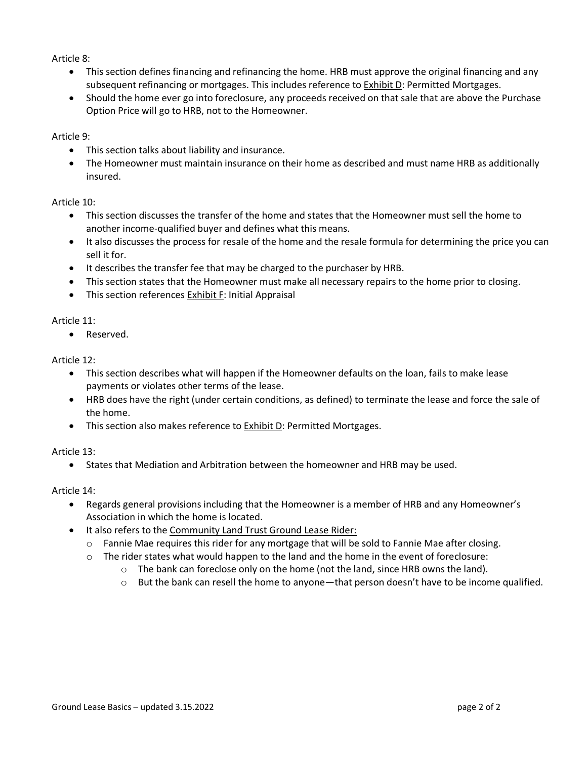Article 8:

- This section defines financing and refinancing the home. HRB must approve the original financing and any subsequent refinancing or mortgages. This includes reference to Exhibit D: Permitted Mortgages.
- Should the home ever go into foreclosure, any proceeds received on that sale that are above the Purchase Option Price will go to HRB, not to the Homeowner.

Article 9:

- This section talks about liability and insurance.
- The Homeowner must maintain insurance on their home as described and must name HRB as additionally insured.

Article 10:

- This section discusses the transfer of the home and states that the Homeowner must sell the home to another income-qualified buyer and defines what this means.
- It also discusses the process for resale of the home and the resale formula for determining the price you can sell it for.
- It describes the transfer fee that may be charged to the purchaser by HRB.
- This section states that the Homeowner must make all necessary repairs to the home prior to closing.
- This section references Exhibit F: Initial Appraisal

Article 11:

- Reserved.

Article 12:

- This section describes what will happen if the Homeowner defaults on the loan, fails to make lease payments or violates other terms of the lease.
- HRB does have the right (under certain conditions, as defined) to terminate the lease and force the sale of the home.
- This section also makes reference to Exhibit D: Permitted Mortgages.

Article 13:

- States that Mediation and Arbitration between the homeowner and HRB may be used.

Article 14:

- Regards general provisions including that the Homeowner is a member of HRB and any Homeowner's Association in which the home is located.
- It also refers to the Community Land Trust Ground Lease Rider:
  - Fannie Mae requires this rider for any mortgage that will be sold to Fannie Mae after closing.
  - The rider states what would happen to the land and the home in the event of foreclosure:
    - The bank can foreclose only on the home (not the land, since HRB owns the land).
    - But the bank can resell the home to anyone—that person doesn't have to be income qualified.